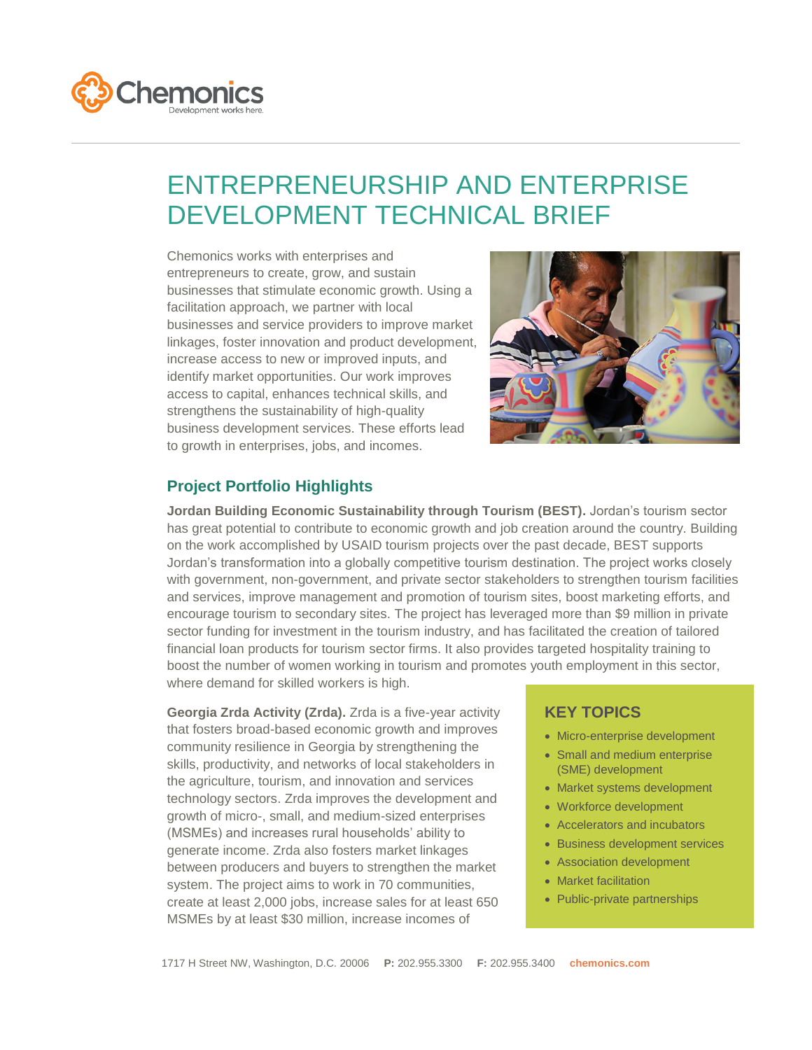# ENTREPRENEURSHIP AND ENTERPRISE DEVELOPMENT TECHNICAL BRIEF

Chemonics works with enterprises and entrepreneurs to create, grow, and sustain businesses that stimulate economic growth. Using a facilitation approach, we partner with local businesses and service providers to improve market linkages, foster innovation and product development, increase access to new or improved inputs, and identify market opportunities. Our work improves access to capital, enhances technical skills, and strengthens the sustainability of high-quality business development services. These efforts lead to growth in enterprises, jobs, and incomes.

## Project Portfolio Highlights

**Jordan Building Economic Sustainability through Tourism (BEST).** Jordan's tourism sector has great potential to contribute to economic growth and job creation around the country. Building on the work accomplished by USAID tourism projects over the past decade, BEST supports Jordan's transformation into a globally competitive tourism destination. The project works closely with government, non-government, and private sector stakeholders to strengthen tourism facilities and services, improve management and promotion of tourism sites, boost marketing efforts, and encourage tourism to secondary sites. The project has leveraged more than $9 million in private sector funding for investment in the tourism industry, and has facilitated the creation of tailored financial loan products for tourism sector firms. It also provides targeted hospitality training to boost the number of women working in tourism and promotes youth employment in this sector, where demand for skilled workers is high.

**Georgia Zrda Activity (Zrda).** Zrda is a five-year activity that fosters broad-based economic growth and improves community resilience in Georgia by strengthening the skills, productivity, and networks of local stakeholders in the agriculture, tourism, and innovation and services technology sectors. Zrda improves the development and growth of micro-, small, and medium-sized enterprises (MSMEs) and increases rural households' ability to generate income. Zrda also fosters market linkages between producers and buyers to strengthen the market system. The project aims to work in 70 communities, create at least 2,000 jobs, increase sales for at least 650 MSMEs by at least $30 million, increase incomes of

### KEY TOPICS

- Micro-enterprise development
- Small and medium enterprise (SME) development
- Market systems development
- Workforce development
- Accelerators and incubators
- Business development services
- Association development
- Market facilitation
- Public-private partnerships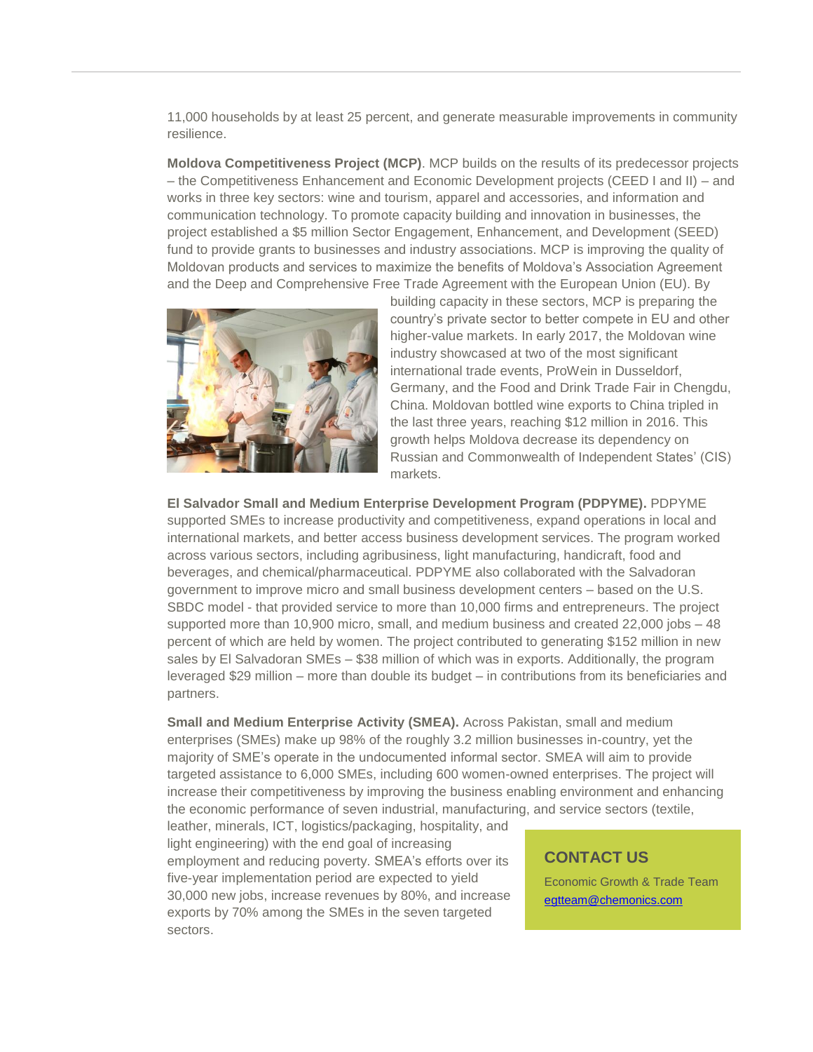11,000 households by at least 25 percent, and generate measurable improvements in community resilience.

**Moldova Competitiveness Project (MCP)**. MCP builds on the results of its predecessor projects – the Competitiveness Enhancement and Economic Development projects (CEED I and II) – and works in three key sectors: wine and tourism, apparel and accessories, and information and communication technology. To promote capacity building and innovation in businesses, the project established a $5 million Sector Engagement, Enhancement, and Development (SEED) fund to provide grants to businesses and industry associations. MCP is improving the quality of Moldovan products and services to maximize the benefits of Moldova's Association Agreement and the Deep and Comprehensive Free Trade Agreement with the European Union (EU). By building capacity in these sectors, MCP is preparing the country's private sector to better compete in EU and other higher-value markets. In early 2017, the Moldovan wine industry showcased at two of the most significant international trade events, ProWein in Dusseldorf, Germany, and the Food and Drink Trade Fair in Chengdu, China. Moldovan bottled wine exports to China tripled in the last three years, reaching $12 million in 2016. This growth helps Moldova decrease its dependency on Russian and Commonwealth of Independent States' (CIS) markets.

**El Salvador Small and Medium Enterprise Development Program (PDPYME).** PDPYME supported SMEs to increase productivity and competitiveness, expand operations in local and international markets, and better access business development services. The program worked across various sectors, including agribusiness, light manufacturing, handicraft, food and beverages, and chemical/pharmaceutical. PDPYME also collaborated with the Salvadoran government to improve micro and small business development centers – based on the U.S. SBDC model - that provided service to more than 10,000 firms and entrepreneurs. The project supported more than 10,900 micro, small, and medium business and created 22,000 jobs – 48 percent of which are held by women. The project contributed to generating $152 million in new sales by El Salvadoran SMEs – $38 million of which was in exports. Additionally, the program leveraged $29 million – more than double its budget – in contributions from its beneficiaries and partners.

**Small and Medium Enterprise Activity (SMEA).** Across Pakistan, small and medium enterprises (SMEs) make up 98% of the roughly 3.2 million businesses in-country, yet the majority of SME's operate in the undocumented informal sector. SMEA will aim to provide targeted assistance to 6,000 SMEs, including 600 women-owned enterprises. The project will increase their competitiveness by improving the business enabling environment and enhancing the economic performance of seven industrial, manufacturing, and service sectors (textile, leather, minerals, ICT, logistics/packaging, hospitality, and light engineering) with the end goal of increasing employment and reducing poverty. SMEA's efforts over its five-year implementation period are expected to yield 30,000 new jobs, increase revenues by 80%, and increase exports by 70% among the SMEs in the seven targeted sectors.

## CONTACT US

Economic Growth & Trade Team
egtteam@chemonics.com